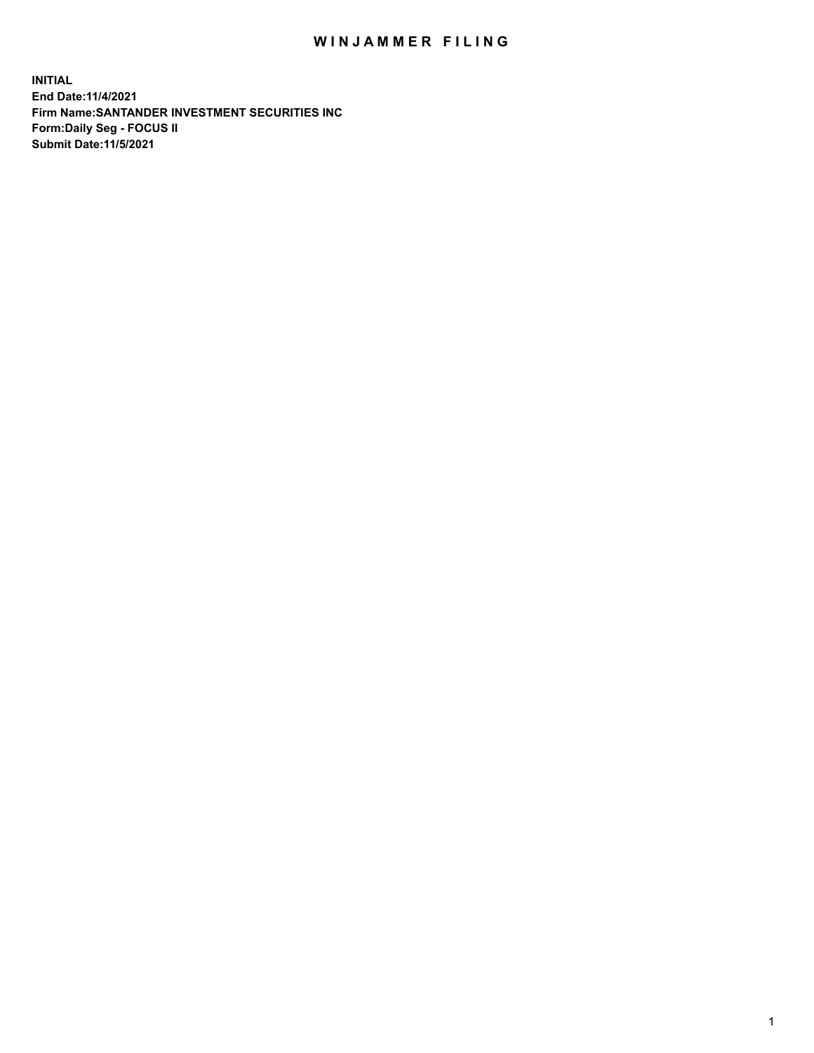# WINJAMMER FILING

**INITIAL**
**End Date:11/4/2021**
**Firm Name:SANTANDER INVESTMENT SECURITIES INC**
**Form:Daily Seg - FOCUS II**
**Submit Date:11/5/2021**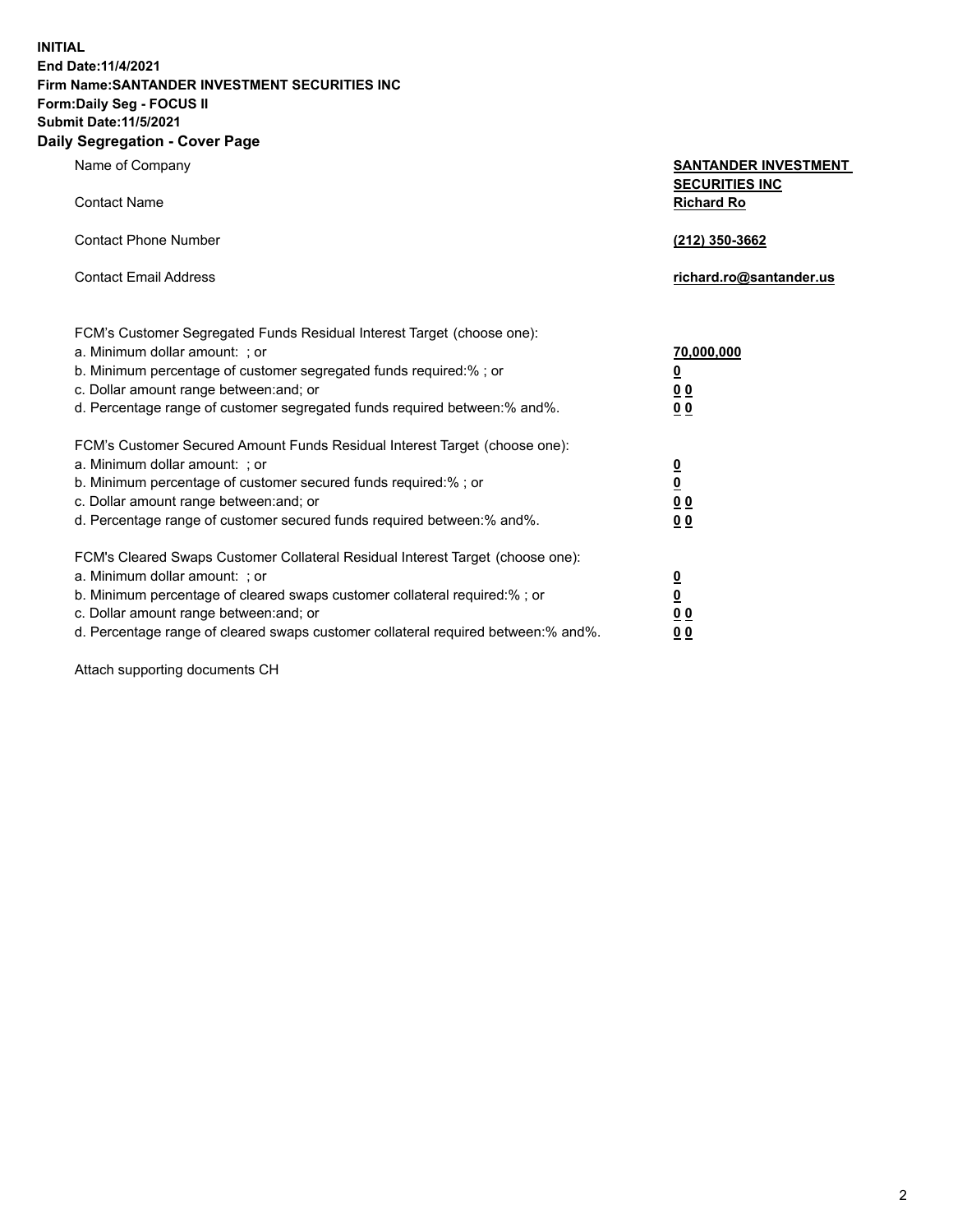**INITIAL**
**End Date:11/4/2021**
**Firm Name:SANTANDER INVESTMENT SECURITIES INC**
**Form:Daily Seg - FOCUS II**
**Submit Date:11/5/2021**

## Daily Segregation - Cover Page

| | |
|---|---|
| Name of Company | **SANTANDER INVESTMENT SECURITIES INC** |
| Contact Name | **Richard Ro** |
| Contact Phone Number | **(212) 350-3662** |
| Contact Email Address | **richard.ro@santander.us** |

| | |
|---|---|
| FCM's Customer Segregated Funds Residual Interest Target (choose one): | |
| a. Minimum dollar amount: ; or | **70,000,000** |
| b. Minimum percentage of customer segregated funds required:% ; or | **0** |
| c. Dollar amount range between:and; or | **0 0** |
| d. Percentage range of customer segregated funds required between:% and%. | **0 0** |
| FCM's Customer Secured Amount Funds Residual Interest Target (choose one): | |
| a. Minimum dollar amount: ; or | **0** |
| b. Minimum percentage of customer secured funds required:% ; or | **0** |
| c. Dollar amount range between:and; or | **0 0** |
| d. Percentage range of customer secured funds required between:% and%. | **0 0** |
| FCM's Cleared Swaps Customer Collateral Residual Interest Target (choose one): | |
| a. Minimum dollar amount: ; or | **0** |
| b. Minimum percentage of cleared swaps customer collateral required:% ; or | **0** |
| c. Dollar amount range between:and; or | **0 0** |
| d. Percentage range of cleared swaps customer collateral required between:% and%. | **0 0** |

Attach supporting documents CH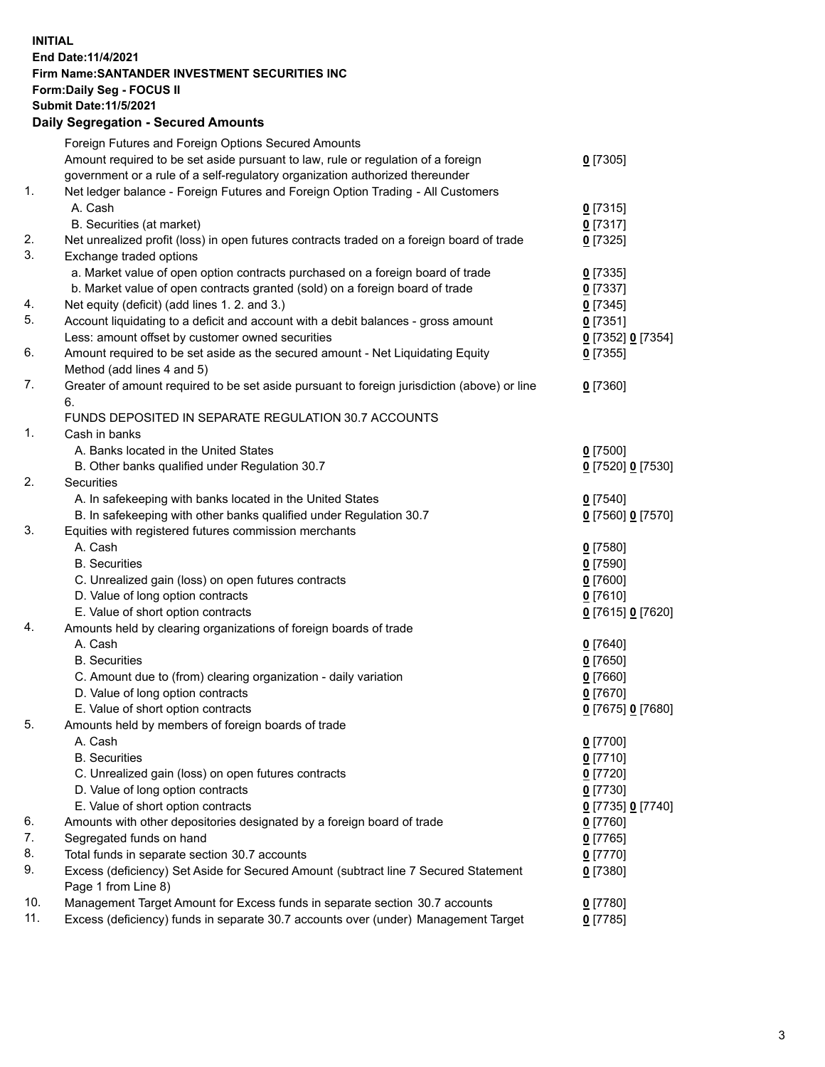**INITIAL**
**End Date:11/4/2021**
**Firm Name:SANTANDER INVESTMENT SECURITIES INC**
**Form:Daily Seg - FOCUS II**
**Submit Date:11/5/2021**

## Daily Segregation - Secured Amounts

| | | |
|---|---|---|
| | Foreign Futures and Foreign Options Secured Amounts | |
| | Amount required to be set aside pursuant to law, rule or regulation of a foreign government or a rule of a self-regulatory organization authorized thereunder | 0 [7305] |
| 1. | Net ledger balance - Foreign Futures and Foreign Option Trading - All Customers | |
| | A. Cash | 0 [7315] |
| | B. Securities (at market) | 0 [7317] |
| 2. | Net unrealized profit (loss) in open futures contracts traded on a foreign board of trade | 0 [7325] |
| 3. | Exchange traded options | |
| | a. Market value of open option contracts purchased on a foreign board of trade | 0 [7335] |
| | b. Market value of open contracts granted (sold) on a foreign board of trade | 0 [7337] |
| 4. | Net equity (deficit) (add lines 1. 2. and 3.) | 0 [7345] |
| 5. | Account liquidating to a deficit and account with a debit balances - gross amount | 0 [7351] |
| | Less: amount offset by customer owned securities | 0 [7352] 0 [7354] |
| 6. | Amount required to be set aside as the secured amount - Net Liquidating Equity Method (add lines 4 and 5) | 0 [7355] |
| 7. | Greater of amount required to be set aside pursuant to foreign jurisdiction (above) or line 6. | 0 [7360] |
| | FUNDS DEPOSITED IN SEPARATE REGULATION 30.7 ACCOUNTS | |
| 1. | Cash in banks | |
| | A. Banks located in the United States | 0 [7500] |
| | B. Other banks qualified under Regulation 30.7 | 0 [7520] 0 [7530] |
| 2. | Securities | |
| | A. In safekeeping with banks located in the United States | 0 [7540] |
| | B. In safekeeping with other banks qualified under Regulation 30.7 | 0 [7560] 0 [7570] |
| 3. | Equities with registered futures commission merchants | |
| | A. Cash | 0 [7580] |
| | B. Securities | 0 [7590] |
| | C. Unrealized gain (loss) on open futures contracts | 0 [7600] |
| | D. Value of long option contracts | 0 [7610] |
| | E. Value of short option contracts | 0 [7615] 0 [7620] |
| 4. | Amounts held by clearing organizations of foreign boards of trade | |
| | A. Cash | 0 [7640] |
| | B. Securities | 0 [7650] |
| | C. Amount due to (from) clearing organization - daily variation | 0 [7660] |
| | D. Value of long option contracts | 0 [7670] |
| | E. Value of short option contracts | 0 [7675] 0 [7680] |
| 5. | Amounts held by members of foreign boards of trade | |
| | A. Cash | 0 [7700] |
| | B. Securities | 0 [7710] |
| | C. Unrealized gain (loss) on open futures contracts | 0 [7720] |
| | D. Value of long option contracts | 0 [7730] |
| | E. Value of short option contracts | 0 [7735] 0 [7740] |
| 6. | Amounts with other depositories designated by a foreign board of trade | 0 [7760] |
| 7. | Segregated funds on hand | 0 [7765] |
| 8. | Total funds in separate section 30.7 accounts | 0 [7770] |
| 9. | Excess (deficiency) Set Aside for Secured Amount (subtract line 7 Secured Statement Page 1 from Line 8) | 0 [7380] |
| 10. | Management Target Amount for Excess funds in separate section 30.7 accounts | 0 [7780] |
| 11. | Excess (deficiency) funds in separate 30.7 accounts over (under) Management Target | 0 [7785] |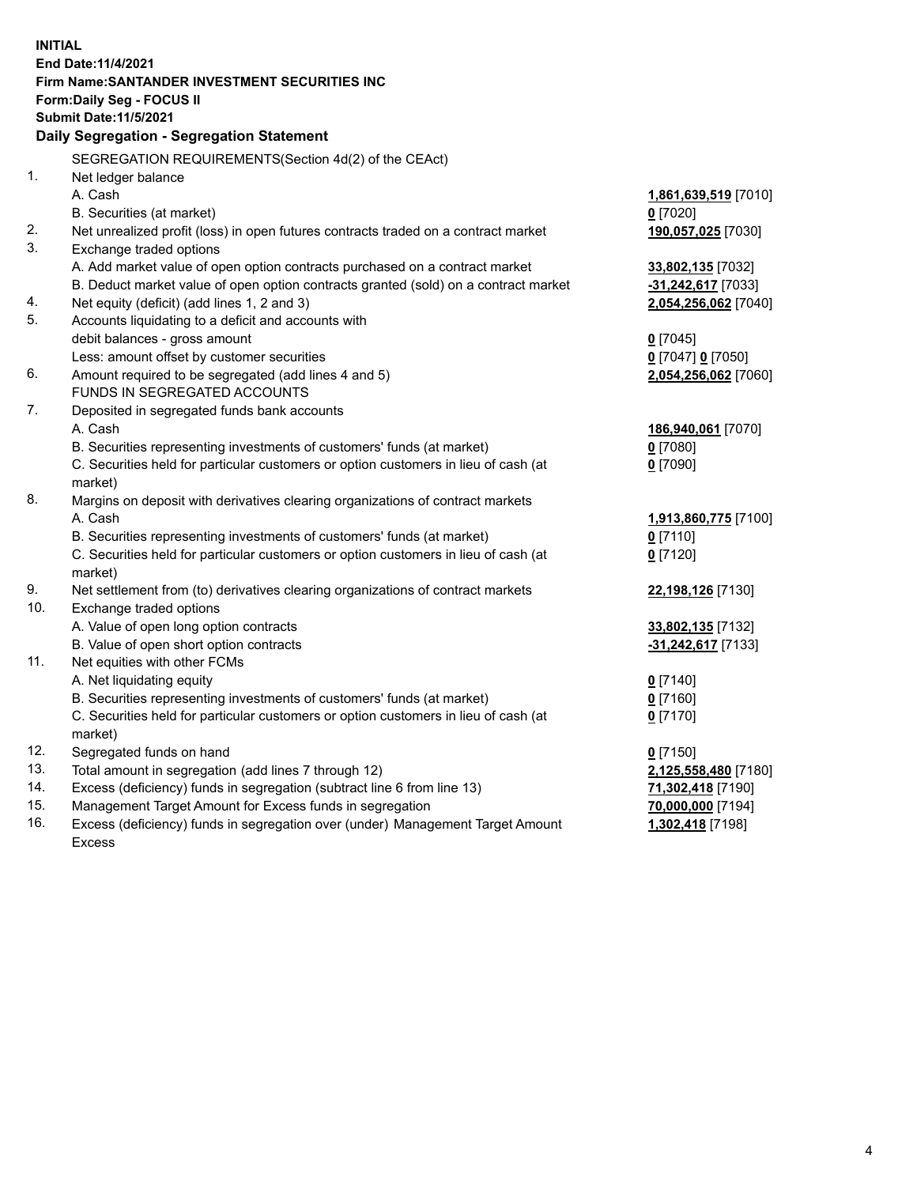**INITIAL**
**End Date:11/4/2021**
**Firm Name:SANTANDER INVESTMENT SECURITIES INC**
**Form:Daily Seg - FOCUS II**
**Submit Date:11/5/2021**

## Daily Segregation - Segregation Statement

SEGREGATION REQUIREMENTS(Section 4d(2) of the CEAct)

| | | |
|---|---|---|
| 1. | Net ledger balance | |
| | A. Cash | **1,861,639,519** [7010] |
| | B. Securities (at market) | **0** [7020] |
| 2. | Net unrealized profit (loss) in open futures contracts traded on a contract market | **190,057,025** [7030] |
| 3. | Exchange traded options | |
| | A. Add market value of open option contracts purchased on a contract market | **33,802,135** [7032] |
| | B. Deduct market value of open option contracts granted (sold) on a contract market | **-31,242,617** [7033] |
| 4. | Net equity (deficit) (add lines 1, 2 and 3) | **2,054,256,062** [7040] |
| 5. | Accounts liquidating to a deficit and accounts with debit balances - gross amount | **0** [7045] |
| | Less: amount offset by customer securities | **0** [7047] **0** [7050] |
| 6. | Amount required to be segregated (add lines 4 and 5) | **2,054,256,062** [7060] |
| | FUNDS IN SEGREGATED ACCOUNTS | |
| 7. | Deposited in segregated funds bank accounts | |
| | A. Cash | **186,940,061** [7070] |
| | B. Securities representing investments of customers' funds (at market) | **0** [7080] |
| | C. Securities held for particular customers or option customers in lieu of cash (at market) | **0** [7090] |
| 8. | Margins on deposit with derivatives clearing organizations of contract markets | |
| | A. Cash | **1,913,860,775** [7100] |
| | B. Securities representing investments of customers' funds (at market) | **0** [7110] |
| | C. Securities held for particular customers or option customers in lieu of cash (at market) | **0** [7120] |
| 9. | Net settlement from (to) derivatives clearing organizations of contract markets | **22,198,126** [7130] |
| 10. | Exchange traded options | |
| | A. Value of open long option contracts | **33,802,135** [7132] |
| | B. Value of open short option contracts | **-31,242,617** [7133] |
| 11. | Net equities with other FCMs | |
| | A. Net liquidating equity | **0** [7140] |
| | B. Securities representing investments of customers' funds (at market) | **0** [7160] |
| | C. Securities held for particular customers or option customers in lieu of cash (at market) | **0** [7170] |
| 12. | Segregated funds on hand | **0** [7150] |
| 13. | Total amount in segregation (add lines 7 through 12) | **2,125,558,480** [7180] |
| 14. | Excess (deficiency) funds in segregation (subtract line 6 from line 13) | **71,302,418** [7190] |
| 15. | Management Target Amount for Excess funds in segregation | **70,000,000** [7194] |
| 16. | Excess (deficiency) funds in segregation over (under) Management Target Amount Excess | **1,302,418** [7198] |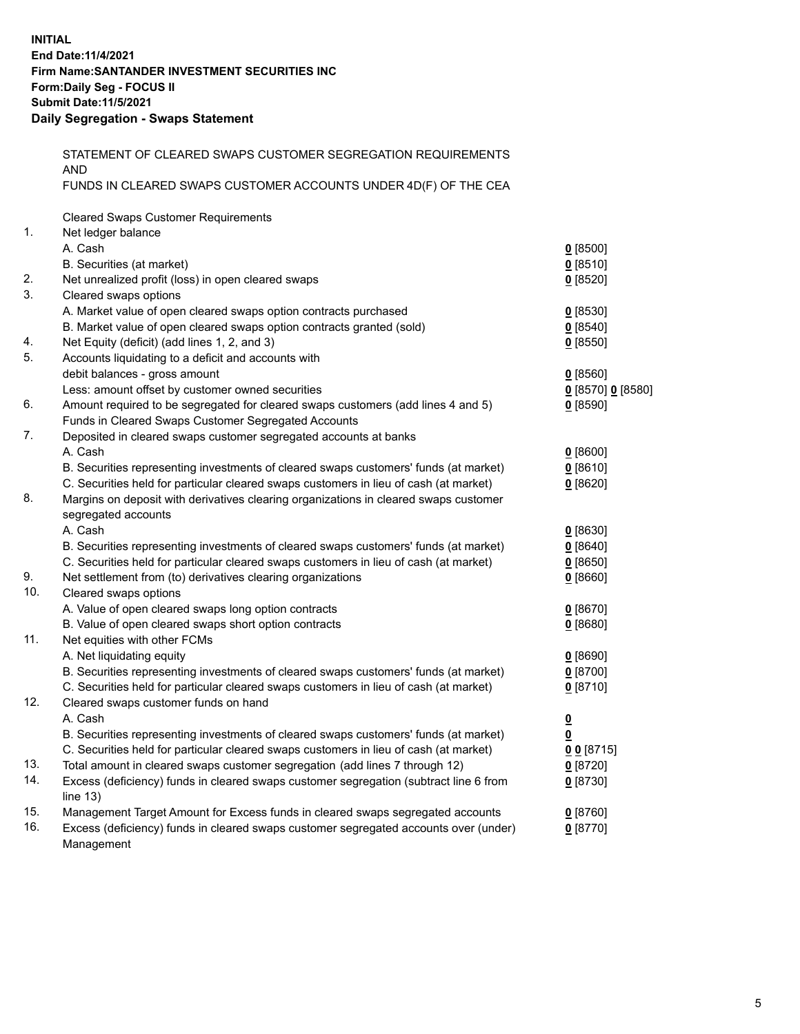**INITIAL**
**End Date:11/4/2021**
**Firm Name:SANTANDER INVESTMENT SECURITIES INC**
**Form:Daily Seg - FOCUS II**
**Submit Date:11/5/2021**
**Daily Segregation - Swaps Statement**

STATEMENT OF CLEARED SWAPS CUSTOMER SEGREGATION REQUIREMENTS AND FUNDS IN CLEARED SWAPS CUSTOMER ACCOUNTS UNDER 4D(F) OF THE CEA

| | | |
|---|---|---|
| | Cleared Swaps Customer Requirements | |
| 1. | Net ledger balance | |
| | A. Cash | 0 [8500] |
| | B. Securities (at market) | 0 [8510] |
| 2. | Net unrealized profit (loss) in open cleared swaps | 0 [8520] |
| 3. | Cleared swaps options | |
| | A. Market value of open cleared swaps option contracts purchased | 0 [8530] |
| | B. Market value of open cleared swaps option contracts granted (sold) | 0 [8540] |
| 4. | Net Equity (deficit) (add lines 1, 2, and 3) | 0 [8550] |
| 5. | Accounts liquidating to a deficit and accounts with | |
| | debit balances - gross amount | 0 [8560] |
| | Less: amount offset by customer owned securities | 0 [8570] 0 [8580] |
| 6. | Amount required to be segregated for cleared swaps customers (add lines 4 and 5) | 0 [8590] |
| | Funds in Cleared Swaps Customer Segregated Accounts | |
| 7. | Deposited in cleared swaps customer segregated accounts at banks | |
| | A. Cash | 0 [8600] |
| | B. Securities representing investments of cleared swaps customers' funds (at market) | 0 [8610] |
| | C. Securities held for particular cleared swaps customers in lieu of cash (at market) | 0 [8620] |
| 8. | Margins on deposit with derivatives clearing organizations in cleared swaps customer segregated accounts | |
| | A. Cash | 0 [8630] |
| | B. Securities representing investments of cleared swaps customers' funds (at market) | 0 [8640] |
| | C. Securities held for particular cleared swaps customers in lieu of cash (at market) | 0 [8650] |
| 9. | Net settlement from (to) derivatives clearing organizations | 0 [8660] |
| 10. | Cleared swaps options | |
| | A. Value of open cleared swaps long option contracts | 0 [8670] |
| | B. Value of open cleared swaps short option contracts | 0 [8680] |
| 11. | Net equities with other FCMs | |
| | A. Net liquidating equity | 0 [8690] |
| | B. Securities representing investments of cleared swaps customers' funds (at market) | 0 [8700] |
| | C. Securities held for particular cleared swaps customers in lieu of cash (at market) | 0 [8710] |
| 12. | Cleared swaps customer funds on hand | |
| | A. Cash | 0 |
| | B. Securities representing investments of cleared swaps customers' funds (at market) | 0 |
| | C. Securities held for particular cleared swaps customers in lieu of cash (at market) | 0 0 [8715] |
| 13. | Total amount in cleared swaps customer segregation (add lines 7 through 12) | 0 [8720] |
| 14. | Excess (deficiency) funds in cleared swaps customer segregation (subtract line 6 from line 13) | 0 [8730] |
| 15. | Management Target Amount for Excess funds in cleared swaps segregated accounts | 0 [8760] |
| 16. | Excess (deficiency) funds in cleared swaps customer segregated accounts over (under) Management | 0 [8770] |